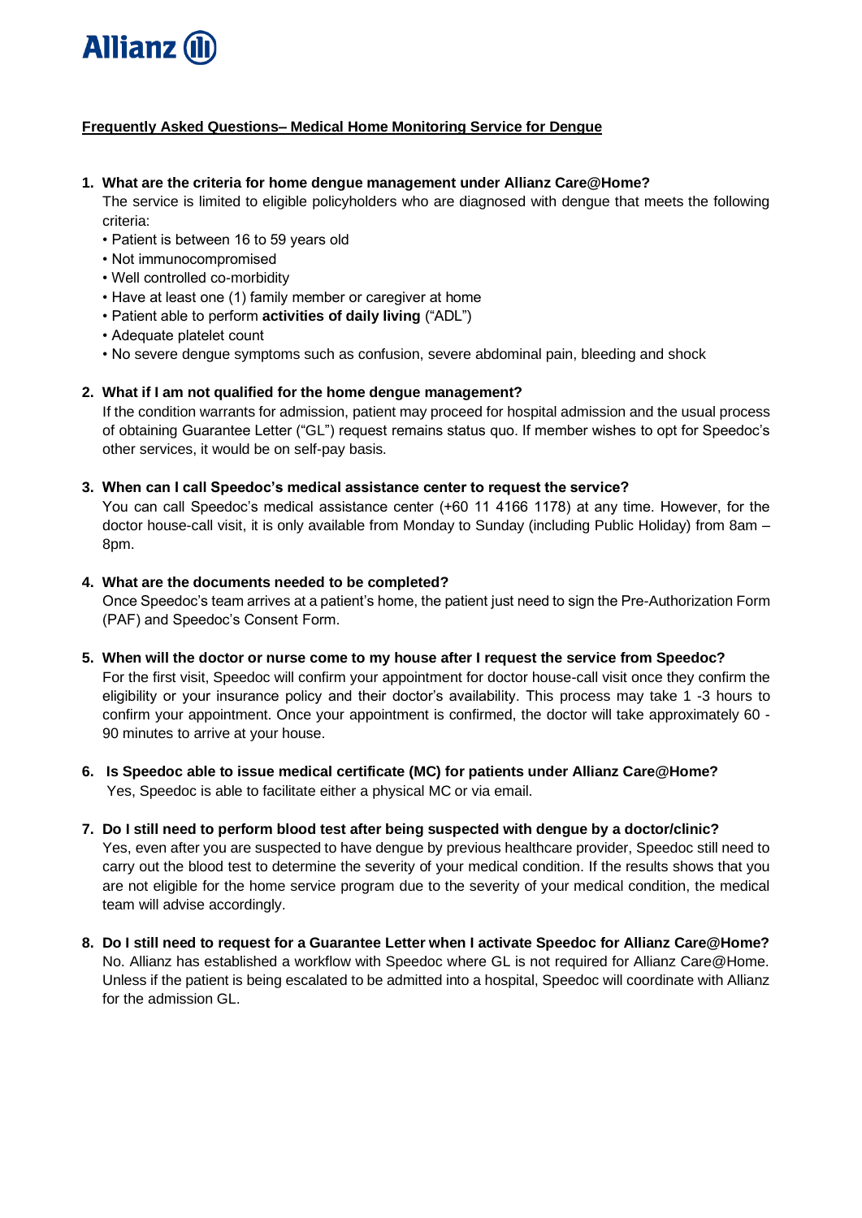Allianz

**Frequently Asked Questions– Medical Home Monitoring Service for Dengue**

1. **What are the criteria for home dengue management under Allianz Care@Home?**
   The service is limited to eligible policyholders who are diagnosed with dengue that meets the following criteria:
   • Patient is between 16 to 59 years old
   • Not immunocompromised
   • Well controlled co-morbidity
   • Have at least one (1) family member or caregiver at home
   • Patient able to perform **activities of daily living** ("ADL")
   • Adequate platelet count
   • No severe dengue symptoms such as confusion, severe abdominal pain, bleeding and shock

2. **What if I am not qualified for the home dengue management?**
   If the condition warrants for admission, patient may proceed for hospital admission and the usual process of obtaining Guarantee Letter ("GL") request remains status quo. If member wishes to opt for Speedoc's other services, it would be on self-pay basis.

3. **When can I call Speedoc's medical assistance center to request the service?**
   You can call Speedoc's medical assistance center (+60 11 4166 1178) at any time. However, for the doctor house-call visit, it is only available from Monday to Sunday (including Public Holiday) from 8am – 8pm.

4. **What are the documents needed to be completed?**
   Once Speedoc's team arrives at a patient's home, the patient just need to sign the Pre-Authorization Form (PAF) and Speedoc's Consent Form.

5. **When will the doctor or nurse come to my house after I request the service from Speedoc?**
   For the first visit, Speedoc will confirm your appointment for doctor house-call visit once they confirm the eligibility or your insurance policy and their doctor's availability. This process may take 1 -3 hours to confirm your appointment. Once your appointment is confirmed, the doctor will take approximately 60 - 90 minutes to arrive at your house.

6. **Is Speedoc able to issue medical certificate (MC) for patients under Allianz Care@Home?**
   Yes, Speedoc is able to facilitate either a physical MC or via email.

7. **Do I still need to perform blood test after being suspected with dengue by a doctor/clinic?**
   Yes, even after you are suspected to have dengue by previous healthcare provider, Speedoc still need to carry out the blood test to determine the severity of your medical condition. If the results shows that you are not eligible for the home service program due to the severity of your medical condition, the medical team will advise accordingly.

8. **Do I still need to request for a Guarantee Letter when I activate Speedoc for Allianz Care@Home?**
   No. Allianz has established a workflow with Speedoc where GL is not required for Allianz Care@Home. Unless if the patient is being escalated to be admitted into a hospital, Speedoc will coordinate with Allianz for the admission GL.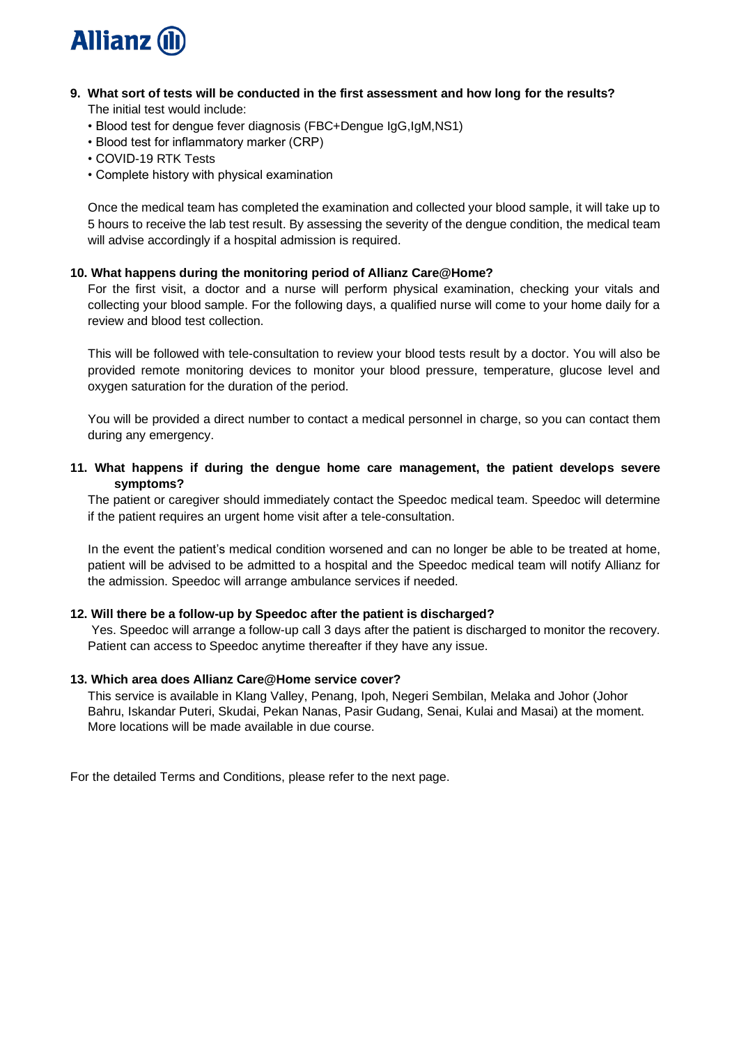**9. What sort of tests will be conducted in the first assessment and how long for the results?**

The initial test would include:

- Blood test for dengue fever diagnosis (FBC+Dengue IgG,IgM,NS1)
- Blood test for inflammatory marker (CRP)
- COVID-19 RTK Tests
- Complete history with physical examination

Once the medical team has completed the examination and collected your blood sample, it will take up to 5 hours to receive the lab test result. By assessing the severity of the dengue condition, the medical team will advise accordingly if a hospital admission is required.

**10. What happens during the monitoring period of Allianz Care@Home?**

For the first visit, a doctor and a nurse will perform physical examination, checking your vitals and collecting your blood sample. For the following days, a qualified nurse will come to your home daily for a review and blood test collection.

This will be followed with tele-consultation to review your blood tests result by a doctor. You will also be provided remote monitoring devices to monitor your blood pressure, temperature, glucose level and oxygen saturation for the duration of the period.

You will be provided a direct number to contact a medical personnel in charge, so you can contact them during any emergency.

**11. What happens if during the dengue home care management, the patient develops severe symptoms?**

The patient or caregiver should immediately contact the Speedoc medical team. Speedoc will determine if the patient requires an urgent home visit after a tele-consultation.

In the event the patient's medical condition worsened and can no longer be able to be treated at home, patient will be advised to be admitted to a hospital and the Speedoc medical team will notify Allianz for the admission. Speedoc will arrange ambulance services if needed.

**12. Will there be a follow-up by Speedoc after the patient is discharged?**

Yes. Speedoc will arrange a follow-up call 3 days after the patient is discharged to monitor the recovery. Patient can access to Speedoc anytime thereafter if they have any issue.

**13. Which area does Allianz Care@Home service cover?**

This service is available in Klang Valley, Penang, Ipoh, Negeri Sembilan, Melaka and Johor (Johor Bahru, Iskandar Puteri, Skudai, Pekan Nanas, Pasir Gudang, Senai, Kulai and Masai) at the moment. More locations will be made available in due course.

For the detailed Terms and Conditions, please refer to the next page.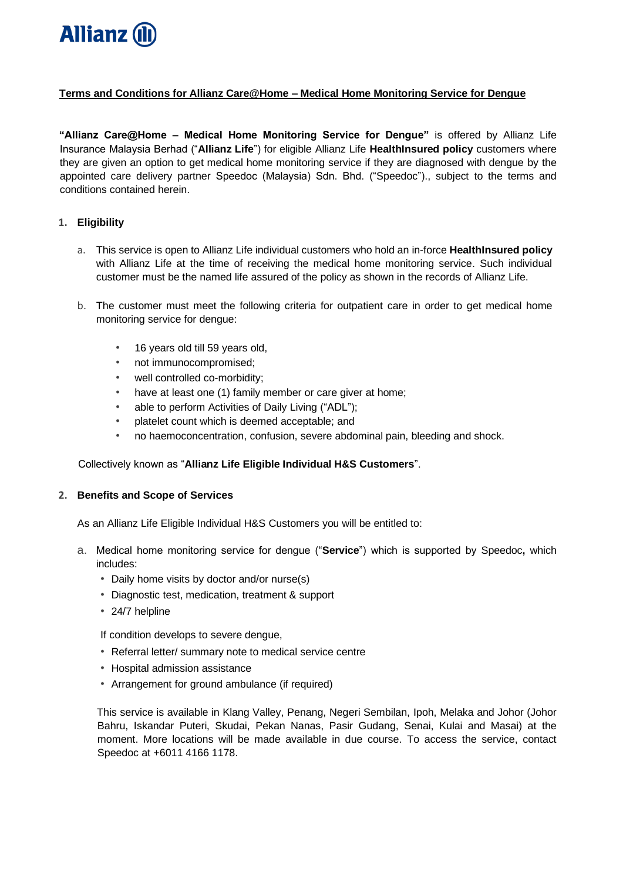**Allianz**

**Terms and Conditions for Allianz Care@Home – Medical Home Monitoring Service for Dengue**

**"Allianz Care@Home – Medical Home Monitoring Service for Dengue"** is offered by Allianz Life Insurance Malaysia Berhad ("**Allianz Life**") for eligible Allianz Life **HealthInsured policy** customers where they are given an option to get medical home monitoring service if they are diagnosed with dengue by the appointed care delivery partner Speedoc (Malaysia) Sdn. Bhd. ("Speedoc")., subject to the terms and conditions contained herein.

1. **Eligibility**

   a. This service is open to Allianz Life individual customers who hold an in-force **HealthInsured policy** with Allianz Life at the time of receiving the medical home monitoring service. Such individual customer must be the named life assured of the policy as shown in the records of Allianz Life.

   b. The customer must meet the following criteria for outpatient care in order to get medical home monitoring service for dengue:

      - 16 years old till 59 years old,
      - not immunocompromised;
      - well controlled co-morbidity;
      - have at least one (1) family member or care giver at home;
      - able to perform Activities of Daily Living ("ADL");
      - platelet count which is deemed acceptable; and
      - no haemoconcentration, confusion, severe abdominal pain, bleeding and shock.

   Collectively known as "**Allianz Life Eligible Individual H&S Customers**".

2. **Benefits and Scope of Services**

   As an Allianz Life Eligible Individual H&S Customers you will be entitled to:

   a. Medical home monitoring service for dengue ("**Service**") which is supported by Speedoc**,** which includes:
      - Daily home visits by doctor and/or nurse(s)
      - Diagnostic test, medication, treatment & support
      - 24/7 helpline

      If condition develops to severe dengue,
      - Referral letter/ summary note to medical service centre
      - Hospital admission assistance
      - Arrangement for ground ambulance (if required)

      This service is available in Klang Valley, Penang, Negeri Sembilan, Ipoh, Melaka and Johor (Johor Bahru, Iskandar Puteri, Skudai, Pekan Nanas, Pasir Gudang, Senai, Kulai and Masai) at the moment. More locations will be made available in due course. To access the service, contact Speedoc at +6011 4166 1178.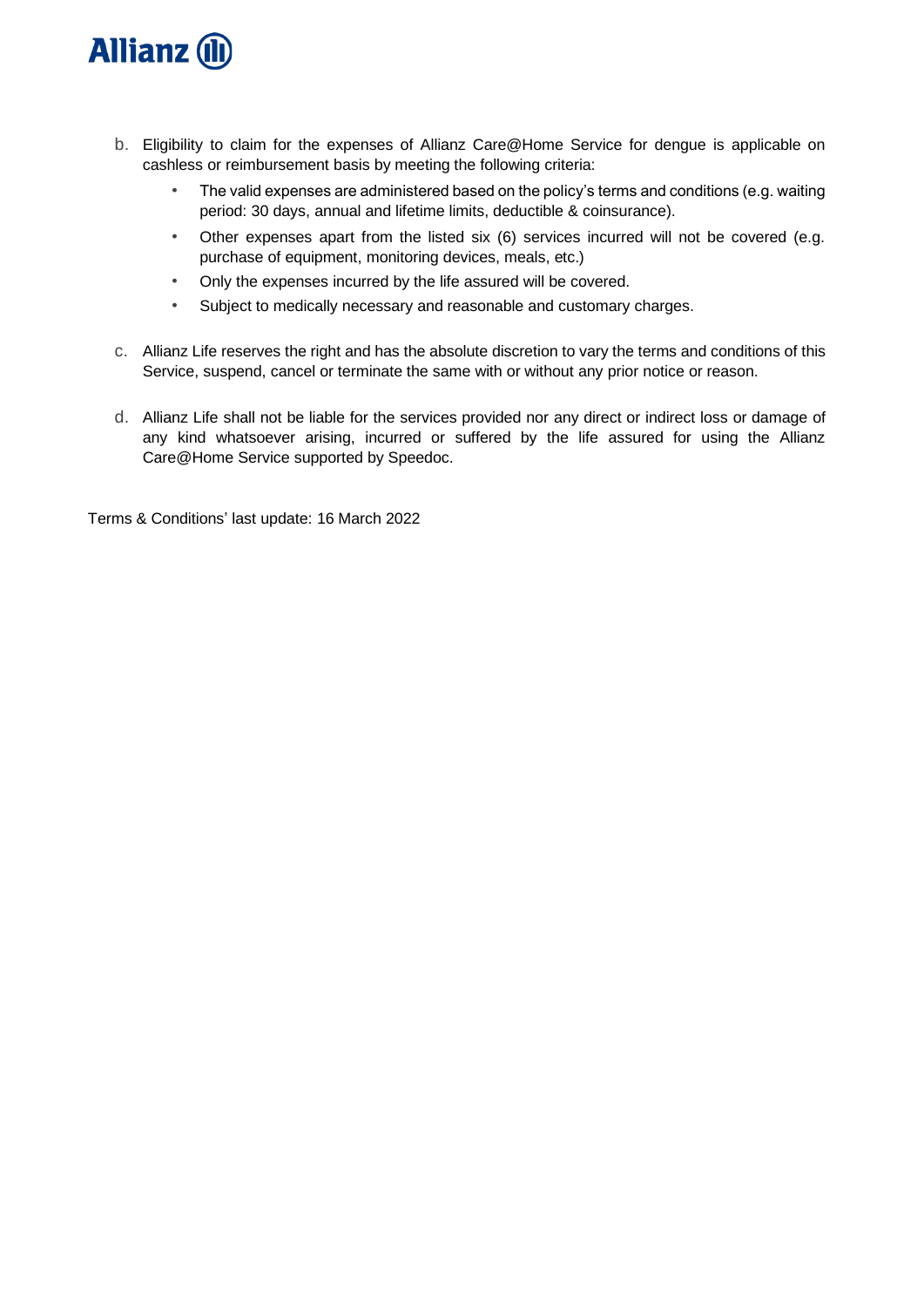b. Eligibility to claim for the expenses of Allianz Care@Home Service for dengue is applicable on cashless or reimbursement basis by meeting the following criteria:
   - The valid expenses are administered based on the policy's terms and conditions (e.g. waiting period: 30 days, annual and lifetime limits, deductible & coinsurance).
   - Other expenses apart from the listed six (6) services incurred will not be covered (e.g. purchase of equipment, monitoring devices, meals, etc.)
   - Only the expenses incurred by the life assured will be covered.
   - Subject to medically necessary and reasonable and customary charges.

c. Allianz Life reserves the right and has the absolute discretion to vary the terms and conditions of this Service, suspend, cancel or terminate the same with or without any prior notice or reason.

d. Allianz Life shall not be liable for the services provided nor any direct or indirect loss or damage of any kind whatsoever arising, incurred or suffered by the life assured for using the Allianz Care@Home Service supported by Speedoc.

Terms & Conditions' last update: 16 March 2022